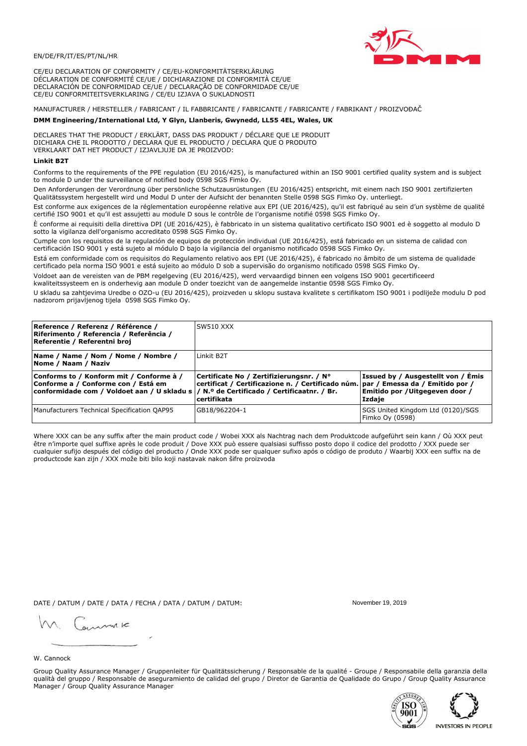EN/DE/FR/IT/ES/PT/NL/HR

CE/EU DECLARATION OF CONFORMITY / CE/EU-KONFORMITÄTSERKLÄRUNG
DÉCLARATION DE CONFORMITÉ CE/UE / DICHIARAZIONE DI CONFORMITÀ CE/UE
DECLARACIÓN DE CONFORMIDAD CE/UE / DECLARAÇÃO DE CONFORMIDADE CE/UE
CE/EU CONFORMITEITSVERKLARING / CE/EU IZJAVA O SUKLADNOSTI

MANUFACTURER / HERSTELLER / FABRICANT / IL FABBRICANTE / FABRICANTE / FABRICANTE / FABRIKANT / PROIZVOĐAČ

**DMM Engineering/International Ltd, Y Glyn, Llanberis, Gwynedd, LL55 4EL, Wales, UK**

DECLARES THAT THE PRODUCT / ERKLÄRT, DASS DAS PRODUKT / DÉCLARE QUE LE PRODUIT
DICHIARA CHE IL PRODOTTO / DECLARA QUE EL PRODUCTO / DECLARA QUE O PRODUTO
VERKLAART DAT HET PRODUCT / IZJAVLJUJE DA JE PROIZVOD:

**Linkit B2T**

Conforms to the requirements of the PPE regulation (EU 2016/425), is manufactured within an ISO 9001 certified quality system and is subject to module D under the surveillance of notified body 0598 SGS Fimko Oy.

Den Anforderungen der Verordnung über persönliche Schutzausrüstungen (EU 2016/425) entspricht, mit einem nach ISO 9001 zertifizierten Qualitätssystem hergestellt wird und Modul D unter der Aufsicht der benannten Stelle 0598 SGS Fimko Oy. unterliegt.

Est conforme aux exigences de la réglementation européenne relative aux EPI (UE 2016/425), qu'il est fabriqué au sein d'un système de qualité certifié ISO 9001 et qu'il est assujetti au module D sous le contrôle de l'organisme notifié 0598 SGS Fimko Oy.

È conforme ai requisiti della direttiva DPI (UE 2016/425), è fabbricato in un sistema qualitativo certificato ISO 9001 ed è soggetto al modulo D sotto la vigilanza dell'organismo accreditato 0598 SGS Fimko Oy.

Cumple con los requisitos de la regulación de equipos de protección individual (UE 2016/425), está fabricado en un sistema de calidad con certificación ISO 9001 y está sujeto al módulo D bajo la vigilancia del organismo notificado 0598 SGS Fimko Oy.

Está em conformidade com os requisitos do Regulamento relativo aos EPI (UE 2016/425), é fabricado no âmbito de um sistema de qualidade certificado pela norma ISO 9001 e está sujeito ao módulo D sob a supervisão do organismo notificado 0598 SGS Fimko Oy.

Voldoet aan de vereisten van de PBM regelgeving (EU 2016/425), werd vervaardigd binnen een volgens ISO 9001 gecertificeerd kwaliteitssysteem en is onderhevig aan module D onder toezicht van de aangemelde instantie 0598 SGS Fimko Oy.

U skladu sa zahtjevima Uredbe o OZO-u (EU 2016/425), proizveden u sklopu sustava kvalitete s certifikatom ISO 9001 i podliježe modulu D pod nadzorom prijavljenog tijela 0598 SGS Fimko Oy.

| **Reference / Referenz / Référence / Riferimento / Referencia / Referência / Referentie / Referentni broj** | SW510 XXX | |
|---|---|---|
| **Name / Name / Nom / Nome / Nombre / Nome / Naam / Naziv** | Linkit B2T | |
| **Conforms to / Konform mit / Conforme à / Conforme a / Conforme con / Está em conformidade com / Voldoet aan / U skladu s** | **Certificate No / Zertifizierungsnr. / N° certificat / Certificazione n. / Certificado núm. / N.º de Certificado / Certificaatnr. / Br. certifikata** | **Issued by / Ausgestellt von / Émis par / Emessa da / Emitido por / Emitido por / Uitgegeven door / Izdaje** |
| Manufacturers Technical Specification QAP95 | GB18/962204-1 | SGS United Kingdom Ltd (0120)/SGS Fimko Oy (0598) |

Where XXX can be any suffix after the main product code / Wobei XXX als Nachtrag nach dem Produktcode aufgeführt sein kann / Où XXX peut être n'importe quel suffixe après le code produit / Dove XXX può essere qualsiasi suffisso posto dopo il codice del prodotto / XXX puede ser cualquier sufijo después del código del producto / Onde XXX pode ser qualquer sufixo após o código de produto / Waarbij XXX een suffix na de productcode kan zijn / XXX može biti bilo koji nastavak nakon šifre proizvoda

DATE / DATUM / DATE / DATA / FECHA / DATA / DATUM / DATUM: November 19, 2019

W. Cannock

Group Quality Assurance Manager / Gruppenleiter für Qualitätssicherung / Responsable de la qualité - Groupe / Responsabile della garanzia della qualità del gruppo / Responsable de aseguramiento de calidad del grupo / Diretor de Garantia de Qualidade do Grupo / Group Quality Assurance Manager / Group Quality Assurance Manager

INVESTORS IN PEOPLE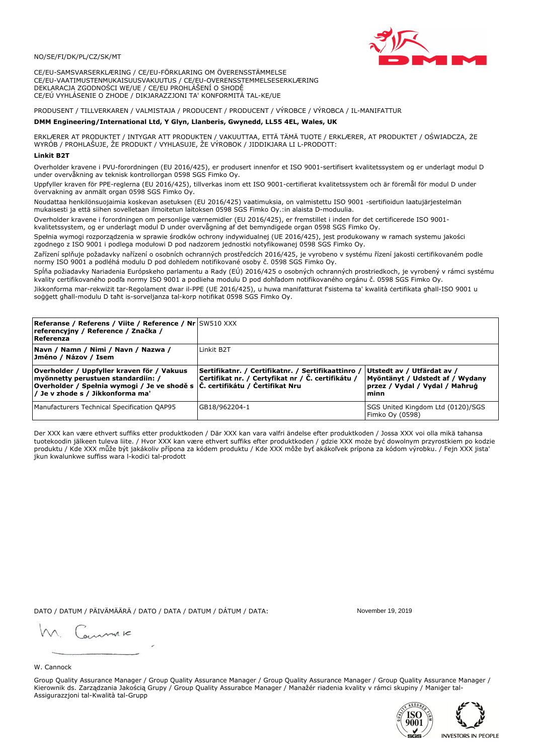NO/SE/FI/DK/PL/CZ/SK/MT

CE/EU-SAMSVARSERKLÆRING / CE/EU-FÖRKLARING OM ÖVERENSSTÄMMELSE
CE/EU-VAATIMUSTENMUKAISUUSVAKUUTUS / CE/EU-OVERENSSTEMMELSESERKLÆRING
DEKLARACJA ZGODNOŚCI WE/UE / CE/EU PROHLÁŠENÍ O SHODĚ
CE/EÚ VYHLÁSENIE O ZHODE / DIKJARAZZJONI TA' KONFORMITÀ TAL-KE/UE

PRODUSENT / TILLVERKAREN / VALMISTAJA / PRODUCENT / PRODUCENT / VÝROBCE / VÝROBCA / IL-MANIFATTUR

**DMM Engineering/International Ltd, Y Glyn, Llanberis, Gwynedd, LL55 4EL, Wales, UK**

ERKLÆRER AT PRODUKTET / INTYGAR ATT PRODUKTEN / VAKUUTTAA, ETTÄ TÄMÄ TUOTE / ERKLÆRER, AT PRODUKTET / OŚWIADCZA, ŻE WYRÓB / PROHLAŠUJE, ŽE PRODUKT / VYHLASUJE, ŽE VÝROBOK / JIDDIKJARA LI L-PRODOTT:

**Linkit B2T**

Overholder kravene i PVU-forordningen (EU 2016/425), er produsert innenfor et ISO 9001-sertifisert kvalitetssystem og er underlagt modul D under overvåkning av teknisk kontrollorgan 0598 SGS Fimko Oy.

Uppfyller kraven för PPE-reglerna (EU 2016/425), tillverkas inom ett ISO 9001-certifierat kvalitetssystem och är föremål för modul D under övervakning av anmält organ 0598 SGS Fimko Oy.

Noudattaa henkilönsuojaimia koskevan asetuksen (EU 2016/425) vaatimuksia, on valmistettu ISO 9001 -sertifioidun laatujärjestelmän mukaisesti ja että siihen sovelletaan ilmoitetun laitoksen 0598 SGS Fimko Oy.:in alaista D-moduulia.

Overholder kravene i forordningen om personlige værnemidler (EU 2016/425), er fremstillet i inden for det certificerede ISO 9001-kvalitetssystem, og er underlagt modul D under overvågning af det bemyndigede organ 0598 SGS Fimko Oy.

Spełnia wymogi rozporządzenia w sprawie środków ochrony indywidualnej (UE 2016/425), jest produkowany w ramach systemu jakości zgodnego z ISO 9001 i podlega modułowi D pod nadzorem jednostki notyfikowanej 0598 SGS Fimko Oy.

Zařízení splňuje požadavky nařízení o osobních ochranných prostředcích 2016/425, je vyrobeno v systému řízení jakosti certifikovaném podle normy ISO 9001 a podléhá modulu D pod dohledem notifikované osoby č. 0598 SGS Fimko Oy.

Spĺňa požiadavky Nariadenia Európskeho parlamentu a Rady (EÚ) 2016/425 o osobných ochranných prostriedkoch, je vyrobený v rámci systému kvality certifikovaného podľa normy ISO 9001 a podlieha modulu D pod dohľadom notifikovaného orgánu č. 0598 SGS Fimko Oy.

Jikkonforma mar-rekwiżit tar-Regolament dwar il-PPE (UE 2016/425), u huwa manifatturat f'sistema ta' kwalità ċertifikata għall-ISO 9001 u soġġett għall-modulu D taħt is-sorveljanza tal-korp notifikat 0598 SGS Fimko Oy.

| **Referanse / Referens / Viite / Reference / Nr referencyjny / Reference / Značka / Referenza** | SW510 XXX | |
|---|---|---|
| **Navn / Namn / Nimi / Navn / Nazwa / Jméno / Názov / Isem** | Linkit B2T | |
| **Overholder / Uppfyller kraven för / Vakuus myönnetty perustuen standardiin: / Overholder / Spełnia wymogi / Je ve shodě s / Je v zhode s / Jikkonforma ma'** | **Sertifikatnr. / Certifikatnr. / Sertifikaattinro / Certifikat nr. / Certyfikat nr / Č. certifikátu / Č. certifikátu / Ċertifikat Nru** | **Utstedt av / Utfärdat av / Myönnetty / Udstedt af / Wydany przez / Vydal / Vydal / Maħruġ minn** |
| Manufacturers Technical Specification QAP95 | GB18/962204-1 | SGS United Kingdom Ltd (0120)/SGS Fimko Oy (0598) |

Der XXX kan være ethvert suffiks etter produktkoden / Där XXX kan vara valfri ändelse efter produktkoden / Jossa XXX voi olla mikä tahansa tuotekoodin jälkeen tuleva liite. / Hvor XXX kan være ethvert suffiks efter produktkoden / gdzie XXX może być dowolnym przyrostkiem po kodzie produktu / Kde XXX může být jakákoliv přípona za kódem produktu / Kde XXX môže byť akákoľvek prípona za kódom výrobku. / Fejn XXX jista' jkun kwalunkwe suffiss wara l-kodiċi tal-prodott

DATO / DATUM / PÄIVÄMÄÄRÄ / DATO / DATA / DATUM / DÁTUM / DATA: November 19, 2019

W. Cannock

Group Quality Assurance Manager / Group Quality Assurance Manager / Group Quality Assurance Manager / Group Quality Assurance Manager / Kierownik ds. Zarządzania Jakością Grupy / Group Quality Assurabce Manager / Manažér riadenia kvality v rámci skupiny / Maniġer tal-Assigurazzjoni tal-Kwalità tal-Grupp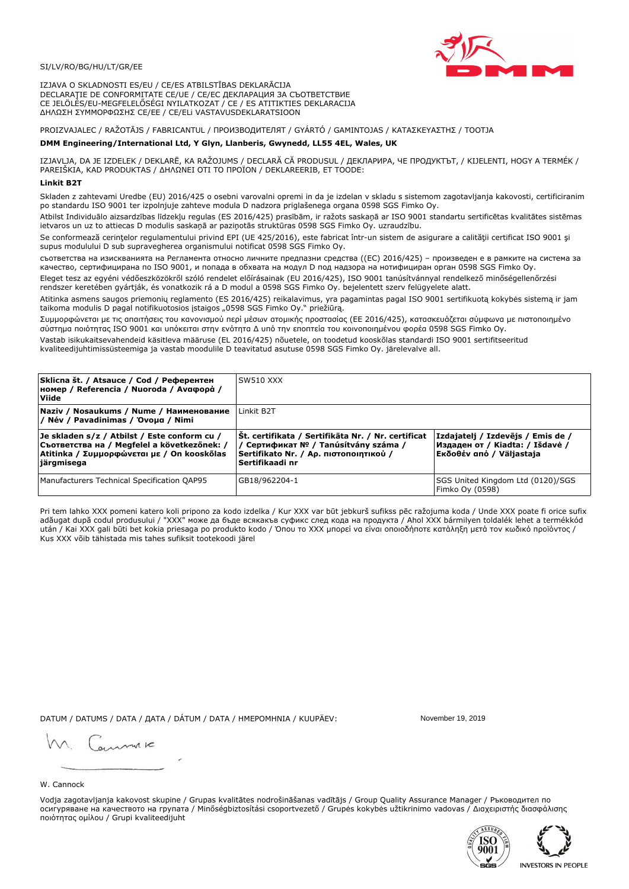SI/LV/RO/BG/HU/LT/GR/EE

IZJAVA O SKLADNOSTI ES/EU / CE/ES ATBILSTĪBAS DEKLARĀCIJA
DECLARAȚIE DE CONFORMITATE CE/UE / CE/ЕС ДЕКЛАРАЦИЯ ЗА СЪОТВЕТСТВИЕ
CE JELÖLÉS/EU-MEGFELELŐSÉGI NYILATKOZAT / CE / ES ATITIKTIES DEKLARACIJA
ΔΗΛΩΣΗ ΣΥΜΜΟΡΦΩΣΗΣ CE/EE / CE/ELi VASTAVUSDEKLARATSIOON

PROIZVAJALEC / RAŽOTĀJS / FABRICANTUL / ПРОИЗВОДИТЕЛЯТ / GYÁRTÓ / GAMINTOJAS / ΚΑΤΑΣΚΕΥΑΣΤΗΣ / TOOTJA

**DMM Engineering/International Ltd, Y Glyn, Llanberis, Gwynedd, LL55 4EL, Wales, UK**

IZJAVLJA, DA JE IZDELEK / DEKLARĒ, KA RAŽOJUMS / DECLARĂ CĂ PRODUSUL / ДЕКЛАРИРА, ЧЕ ПРОДУКТЪТ, / KIJELENTI, HOGY A TERMÉK / PAREIŠKIA, KAD PRODUKTAS / ΔΗΛΩΝΕΙ ΟΤΙ ΤΟ ΠΡΟΪΟΝ / DEKLAREERIB, ET TOODE:

**Linkit B2T**

Skladen z zahtevami Uredbe (EU) 2016/425 o osebni varovalni opremi in da je izdelan v skladu s sistemom zagotavljanja kakovosti, certificiranim po standardu ISO 9001 ter izpolnjuje zahteve modula D nadzora priglašenega organa 0598 SGS Fimko Oy.

Atbilst Individuālo aizsardzības līdzekļu regulas (ES 2016/425) prasībām, ir ražots saskaņā ar ISO 9001 standartu sertificētas kvalitātes sistēmas ietvaros un uz to attiecas D modulis saskaņā ar paziņotās struktūras 0598 SGS Fimko Oy. uzraudzību.

Se conformează cerințelor regulamentului privind EPI (UE 425/2016), este fabricat într-un sistem de asigurare a calității certificat ISO 9001 și supus modulului D sub supravegherea organismului notificat 0598 SGS Fimko Oy.

съответства на изискванията на Регламента относно личните предпазни средства ((ЕС) 2016/425) – произведен е в рамките на система за качество, сертифицирана по ISO 9001, и попада в обхвата на модул D под надзора на нотифициран орган 0598 SGS Fimko Oy.

Eleget tesz az egyéni védőeszközökről szóló rendelet előírásainak (EU 2016/425), ISO 9001 tanúsítvánnyal rendelkező minőségellenőrzési rendszer keretében gyártják, és vonatkozik rá a D modul a 0598 SGS Fimko Oy. bejelentett szerv felügyelete alatt.

Atitinka asmens saugos priemonių reglamento (ES 2016/425) reikalavimus, yra pagamintas pagal ISO 9001 sertifikuotą kokybės sistemą ir jam taikoma modulis D pagal notifikuotosios įstaigos „0598 SGS Fimko Oy." priežiūrą.

Συμμορφώνεται με τις απαιτήσεις του κανονισμού περί μέσων ατομικής προστασίας (ΕΕ 2016/425), κατασκευάζεται σύμφωνα με πιστοποιημένο σύστημα ποιότητας ISO 9001 και υπόκειται στην ενότητα Δ υπό την εποπτεία του κοινοποιημένου φορέα 0598 SGS Fimko Oy.

Vastab isikukaitsevahendeid käsitleva määruse (EL 2016/425) nõuetele, on toodetud kooskõlas standardi ISO 9001 sertifitseeritud kvaliteedijuhtimissüsteemiga ja vastab moodulile D teavitatud asutuse 0598 SGS Fimko Oy. järelevalve all.

| | | |
|---|---|---|
| **Sklicna št. / Atsauce / Cod / Референтен номер / Referencia / Nuoroda / Αναφορά / Viide** | SW510 XXX | |
| **Naziv / Nosaukums / Nume / Наименование / Név / Pavadinimas / Όνομα / Nimi** | Linkit B2T | |
| **Je skladen s/z / Atbilst / Este conform cu / Съответства на / Megfelel a következőnek: / Atitinka / Συμμορφώνεται με / On kooskõlas järgmisega** | **Št. certifikata / Sertifikāta Nr. / Nr. certificat / Сертификат № / Tanúsítvány száma / Sertifikato Nr. / Αρ. πιστοποιητικού / Sertifikaadi nr** | **Izdajatelj / Izdevējs / Emis de / Издаден от / Kiadta: / Išdavė / Εκδοθέν από / Väljastaja** |
| Manufacturers Technical Specification QAP95 | GB18/962204-1 | SGS United Kingdom Ltd (0120)/SGS Fimko Oy (0598) |

Pri tem lahko XXX pomeni katero koli pripono za kodo izdelka / Kur XXX var būt jebkurš sufikss pēc ražojuma koda / Unde XXX poate fi orice sufix adăugat după codul produsului / "XXX" може да бъде всякакъв суфикс след кода на продукта / Ahol XXX bármilyen toldalék lehet a termékkód után / Kai XXX gali būti bet kokia priesaga po produkto kodo / Όπου το XXX μπορεί να είναι οποιοδήποτε κατάληξη μετά τον κωδικό προϊόντος / Kus XXX võib tähistada mis tahes sufiksit tootekoodi järel

DATUM / DATUMS / DATA / ДАТА / DÁTUM / DATA / ΗΜΕΡΟΜΗΝΙΑ / KUUPÄEV: November 19, 2019

W. Cannock

Vodja zagotavljanja kakovost skupine / Grupas kvalitātes nodrošināšanas vadītājs / Group Quality Assurance Manager / Ръководител по осигуряване на качеството на групата / Minőségbiztosítási csoportvezető / Grupės kokybės užtikrinimo vadovas / Διαχειριστής διασφάλισης ποιότητας ομίλου / Grupi kvaliteedijuht